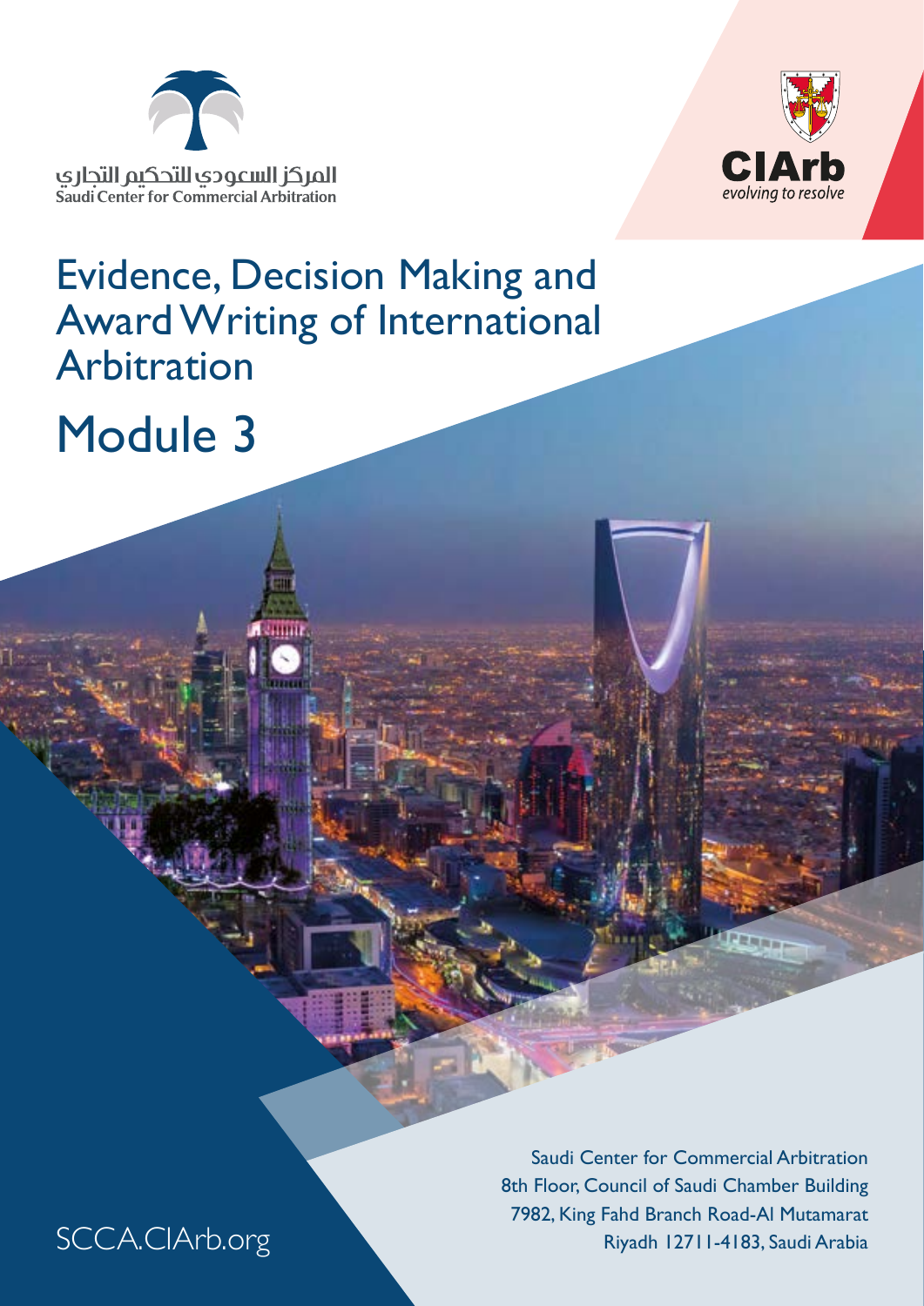المركز السعودي للتحكيم التجاري
Saudi Center for Commercial Arbitration

CIArb
*evolving to resolve*

# Evidence, Decision Making and Award Writing of International Arbitration

# Module 3

SCCA.CIArb.org

Saudi Center for Commercial Arbitration
8th Floor, Council of Saudi Chamber Building
7982, King Fahd Branch Road-Al Mutamarat
Riyadh 12711-4183, Saudi Arabia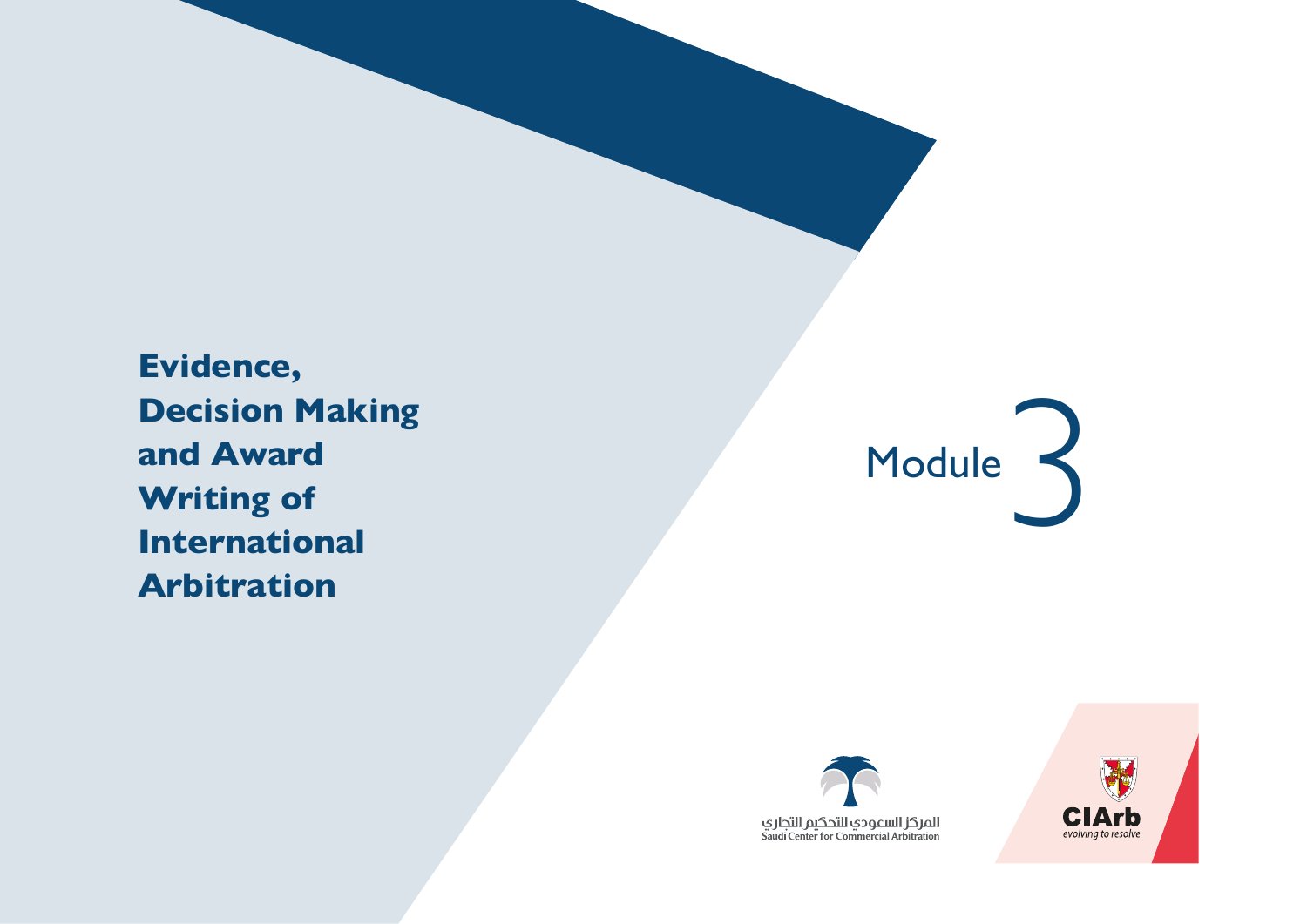# Evidence, Decision Making and Award Writing of International Arbitration

Module 3

المركز السعودي للتحكيم التجاري
Saudi Center for Commercial Arbitration

CIArb
evolving to resolve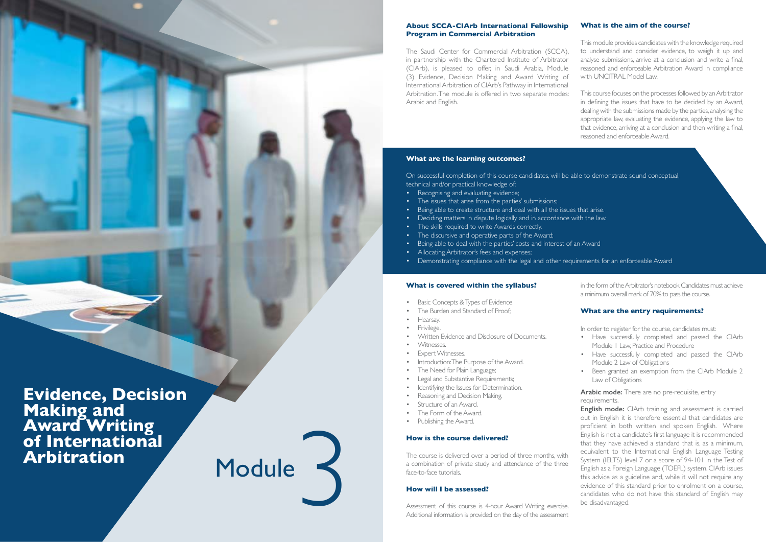# Evidence, Decision Making and Award Writing of International Arbitration

Module 3

### About SCCA-CIArb International Fellowship Program in Commercial Arbitration

The Saudi Center for Commercial Arbitration (SCCA), in partnership with the Chartered Institute of Arbitrator (CIArb), is pleased to offer, in Saudi Arabia, Module (3) Evidence, Decision Making and Award Writing of International Arbitration of CIArb's Pathway in International Arbitration. The module is offered in two separate modes: Arabic and English.

### What is the aim of the course?

This module provides candidates with the knowledge required to understand and consider evidence, to weigh it up and analyse submissions, arrive at a conclusion and write a final, reasoned and enforceable Arbitration Award in compliance with UNCITRAL Model Law.

This course focuses on the processes followed by an Arbitrator in defining the issues that have to be decided by an Award, dealing with the submissions made by the parties, analysing the appropriate law, evaluating the evidence, applying the law to that evidence, arriving at a conclusion and then writing a final, reasoned and enforceable Award.

### What are the learning outcomes?

On successful completion of this course candidates, will be able to demonstrate sound conceptual, technical and/or practical knowledge of:

- Recognising and evaluating evidence;
- The issues that arise from the parties' submissions;
- Being able to create structure and deal with all the issues that arise.
- Deciding matters in dispute logically and in accordance with the law.
- The skills required to write Awards correctly.
- The discursive and operative parts of the Award;
- Being able to deal with the parties' costs and interest of an Award
- Allocating Arbitrator's fees and expenses;
- Demonstrating compliance with the legal and other requirements for an enforceable Award

### What is covered within the syllabus?

- Basic Concepts & Types of Evidence.
- The Burden and Standard of Proof;
- Hearsay.
- Privilege.
- Written Evidence and Disclosure of Documents.
- Witnesses.
- Expert Witnesses.
- Introduction: The Purpose of the Award.
- The Need for Plain Language;
- Legal and Substantive Requirements;
- Identifying the Issues for Determination.
- Reasoning and Decision Making.
- Structure of an Award.
- The Form of the Award.
- Publishing the Award.

### How is the course delivered?

The course is delivered over a period of three months, with a combination of private study and attendance of the three face-to-face tutorials.

### How will I be assessed?

Assessment of this course is 4-hour Award Writing exercise. Additional information is provided on the day of the assessment in the form of the Arbitrator's notebook. Candidates must achieve a minimum overall mark of 70% to pass the course.

### What are the entry requirements?

In order to register for the course, candidates must:

- Have successfully completed and passed the CIArb Module 1 Law, Practice and Procedure
- Have successfully completed and passed the CIArb Module 2 Law of Obligations
- Been granted an exemption from the CIArb Module 2 Law of Obligations

**Arabic mode:** There are no pre-requisite, entry requirements.

**English mode:** CIArb training and assessment is carried out in English it is therefore essential that candidates are proficient in both written and spoken English. Where English is not a candidate's first language it is recommended that they have achieved a standard that is, as a minimum, equivalent to the International English Language Testing System (IELTS) level 7 or a score of 94-101 in the Test of English as a Foreign Language (TOEFL) system. CIArb issues this advice as a guideline and, while it will not require any evidence of this standard prior to enrolment on a course, candidates who do not have this standard of English may be disadvantaged.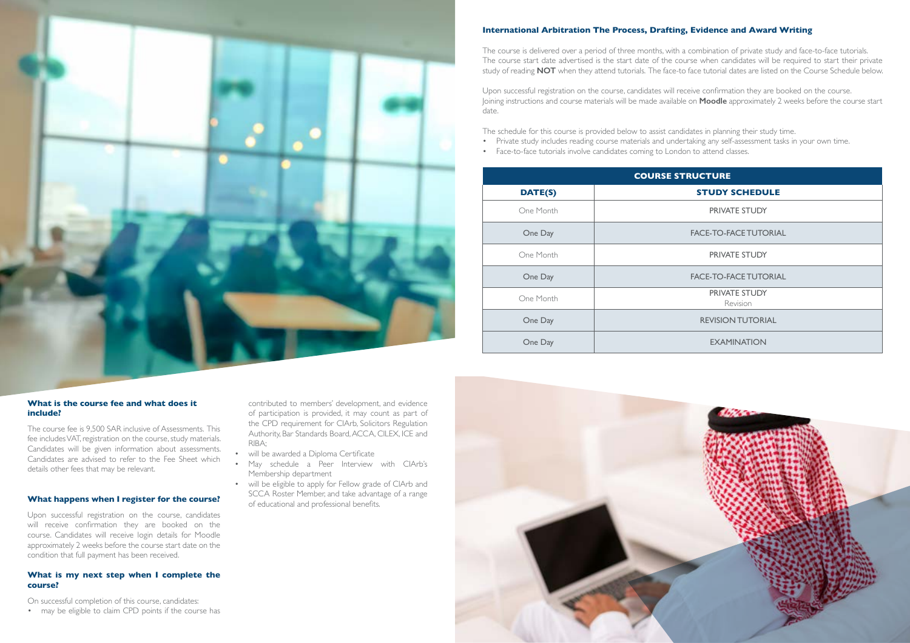## International Arbitration The Process, Drafting, Evidence and Award Writing

The course is delivered over a period of three months, with a combination of private study and face-to-face tutorials. The course start date advertised is the start date of the course when candidates will be required to start their private study of reading **NOT** when they attend tutorials. The face-to face tutorial dates are listed on the Course Schedule below.

Upon successful registration on the course, candidates will receive confirmation they are booked on the course. Joining instructions and course materials will be made available on **Moodle** approximately 2 weeks before the course start date.

The schedule for this course is provided below to assist candidates in planning their study time.

- Private study includes reading course materials and undertaking any self-assessment tasks in your own time.
- Face-to-face tutorials involve candidates coming to London to attend classes.

| COURSE STRUCTURE | |
|---|---|
| **DATE(S)** | **STUDY SCHEDULE** |
| One Month | PRIVATE STUDY |
| One Day | FACE-TO-FACE TUTORIAL |
| One Month | PRIVATE STUDY |
| One Day | FACE-TO-FACE TUTORIAL |
| One Month | PRIVATE STUDY<br>Revision |
| One Day | REVISION TUTORIAL |
| One Day | EXAMINATION |

### What is the course fee and what does it include?

The course fee is 9,500 SAR inclusive of Assessments. This fee includes VAT, registration on the course, study materials. Candidates will be given information about assessments. Candidates are advised to refer to the Fee Sheet which details other fees that may be relevant.

### What happens when I register for the course?

Upon successful registration on the course, candidates will receive confirmation they are booked on the course. Candidates will receive login details for Moodle approximately 2 weeks before the course start date on the condition that full payment has been received.

### What is my next step when I complete the course?

On successful completion of this course, candidates:

- may be eligible to claim CPD points if the course has contributed to members' development, and evidence of participation is provided, it may count as part of the CPD requirement for CIArb, Solicitors Regulation Authority, Bar Standards Board, ACCA, CILEX, ICE and RIBA;
- will be awarded a Diploma Certificate
- May schedule a Peer Interview with CIArb's Membership department
- will be eligible to apply for Fellow grade of CIArb and SCCA Roster Member, and take advantage of a range of educational and professional benefits.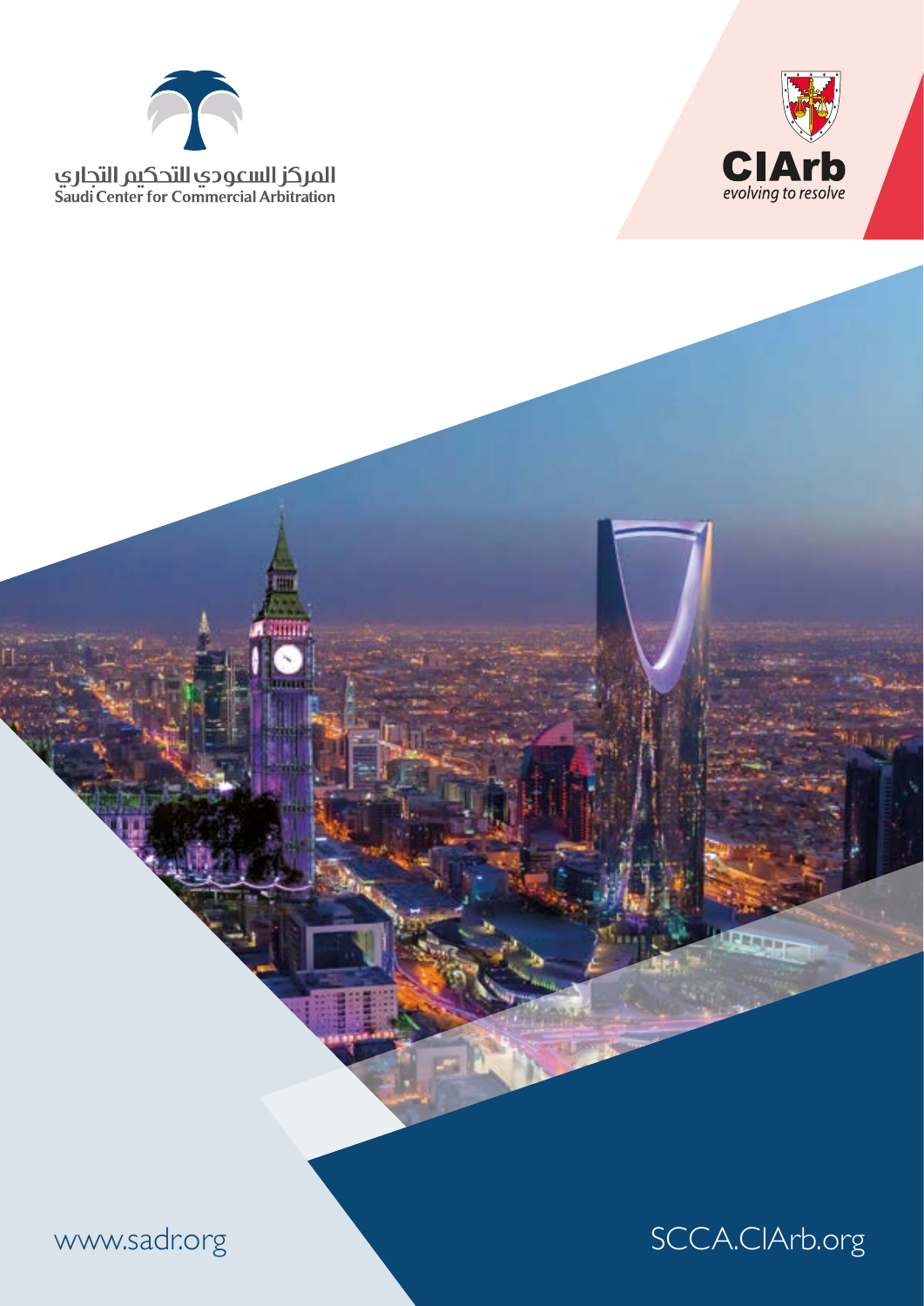المركز السعودي للتحكيم التجاري
Saudi Center for Commercial Arbitration

CIArb
*evolving to resolve*

www.sadr.org

SCCA.CIArb.org